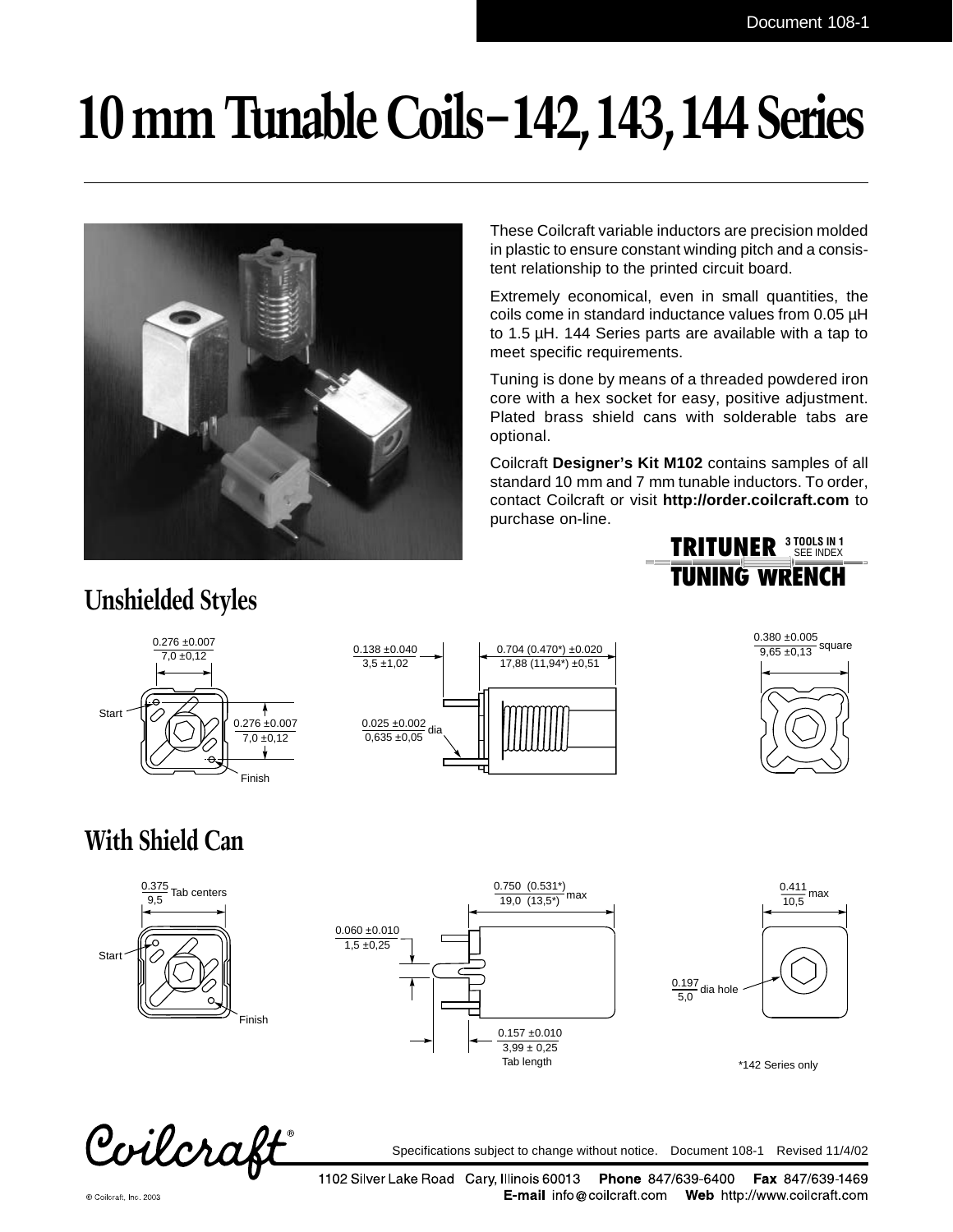Document 108-1

# 10 mm Tunable Coils–142, 143, 144 Series

These Coilcraft variable inductors are precision molded in plastic to ensure constant winding pitch and a consistent relationship to the printed circuit board.

Extremely economical, even in small quantities, the coils come in standard inductance values from 0.05 µH to 1.5 µH. 144 Series parts are available with a tap to meet specific requirements.

Tuning is done by means of a threaded powdered iron core with a hex socket for easy, positive adjustment. Plated brass shield cans with solderable tabs are optional.

Coilcraft **Designer's Kit M102** contains samples of all standard 10 mm and 7 mm tunable inductors. To order, contact Coilcraft or visit **http://order.coilcraft.com** to purchase on-line.

**TRITUNER TUNING WRENCH** 3 TOOLS IN 1 SEE INDEX

## Unshielded Styles

0.276 ±0.007 / 7,0 ±0,12

Start

0.276 ±0.007 / 7,0 ±0,12

Finish

0.138 ±0.040 / 3,5 ±1,02

0.704 (0.470*) ±0.020 / 17,88 (11,94*) ±0,51

0.025 ±0.002 / 0,635 ±0,05 dia

0.380 ±0.005 / 9,65 ±0,13 square

## With Shield Can

0.375 / 9,5 Tab centers

Start

Finish

0.060 ±0.010 / 1,5 ±0,25

0.750 (0.531*) / 19,0 (13,5*) max

0.157 ±0.010 / 3,99 ± 0,25 Tab length

0.411 / 10,5 max

0.197 / 5,0 dia hole

*142 Series only

Specifications subject to change without notice. Document 108-1 Revised 11/4/02

1102 Silver Lake Road Cary, Illinois 60013 **Phone** 847/639-6400 **Fax** 847/639-1469
**E-mail** info@coilcraft.com **Web** http://www.coilcraft.com

© Coilcraft, Inc. 2003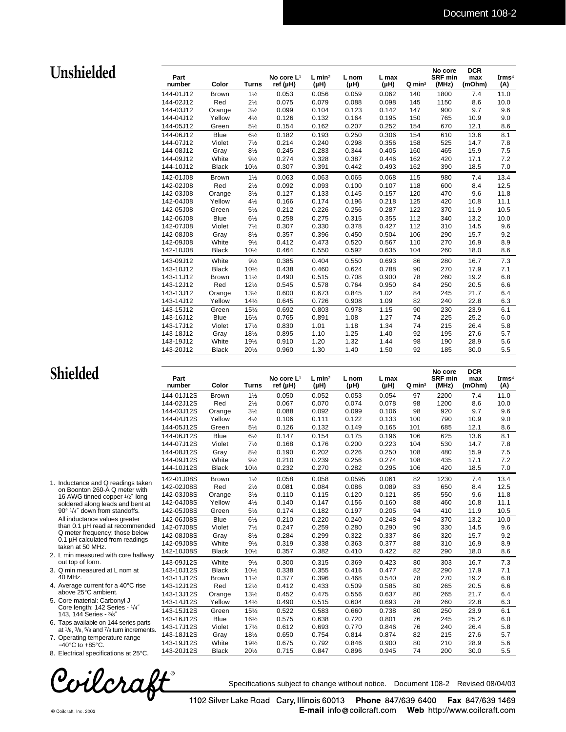## Unshielded

| Part number | Color | Turns | No core L[1] ref (µH) | L min[2] (µH) | L nom (µH) | L max (µH) | Q min[3] | No core SRF min (MHz) | DCR max (mOhm) | Irms[4] (A) |
|---|---|---|---|---|---|---|---|---|---|---|
| 144-01J12 | Brown | 1½ | 0.053 | 0.056 | 0.059 | 0.062 | 140 | 1800 | 7.4 | 11.0 |
| 144-02J12 | Red | 2½ | 0.075 | 0.079 | 0.088 | 0.098 | 145 | 1150 | 8.6 | 10.0 |
| 144-03J12 | Orange | 3½ | 0.099 | 0.104 | 0.123 | 0.142 | 147 | 900 | 9.7 | 9.6 |
| 144-04J12 | Yellow | 4½ | 0.126 | 0.132 | 0.164 | 0.195 | 150 | 765 | 10.9 | 9.0 |
| 144-05J12 | Green | 5½ | 0.154 | 0.162 | 0.207 | 0.252 | 154 | 670 | 12.1 | 8.6 |
| 144-06J12 | Blue | 6½ | 0.182 | 0.193 | 0.250 | 0.306 | 154 | 610 | 13.6 | 8.1 |
| 144-07J12 | Violet | 7½ | 0.214 | 0.240 | 0.298 | 0.356 | 158 | 525 | 14.7 | 7.8 |
| 144-08J12 | Gray | 8½ | 0.245 | 0.283 | 0.344 | 0.405 | 160 | 465 | 15.9 | 7.5 |
| 144-09J12 | White | 9½ | 0.274 | 0.328 | 0.387 | 0.446 | 162 | 420 | 17.1 | 7.2 |
| 144-10J12 | Black | 10½ | 0.307 | 0.391 | 0.442 | 0.493 | 162 | 390 | 18.5 | 7.0 |
| 142-01J08 | Brown | 1½ | 0.063 | 0.063 | 0.065 | 0.068 | 115 | 980 | 7.4 | 13.4 |
| 142-02J08 | Red | 2½ | 0.092 | 0.093 | 0.100 | 0.107 | 118 | 600 | 8.4 | 12.5 |
| 142-03J08 | Orange | 3½ | 0.127 | 0.133 | 0.145 | 0.157 | 120 | 470 | 9.6 | 11.8 |
| 142-04J08 | Yellow | 4½ | 0.166 | 0.174 | 0.196 | 0.218 | 125 | 420 | 10.8 | 11.1 |
| 142-05J08 | Green | 5½ | 0.212 | 0.226 | 0.256 | 0.287 | 122 | 370 | 11.9 | 10.5 |
| 142-06J08 | Blue | 6½ | 0.258 | 0.275 | 0.315 | 0.355 | 112 | 340 | 13.2 | 10.0 |
| 142-07J08 | Violet | 7½ | 0.307 | 0.330 | 0.378 | 0.427 | 112 | 310 | 14.5 | 9.6 |
| 142-08J08 | Gray | 8½ | 0.357 | 0.396 | 0.450 | 0.504 | 106 | 290 | 15.7 | 9.2 |
| 142-09J08 | White | 9½ | 0.412 | 0.473 | 0.520 | 0.567 | 110 | 270 | 16.9 | 8.9 |
| 142-10J08 | Black | 10½ | 0.464 | 0.550 | 0.592 | 0.635 | 104 | 260 | 18.0 | 8.6 |
| 143-09J12 | White | 9½ | 0.385 | 0.404 | 0.550 | 0.693 | 86 | 280 | 16.7 | 7.3 |
| 143-10J12 | Black | 10½ | 0.438 | 0.460 | 0.624 | 0.788 | 90 | 270 | 17.9 | 7.1 |
| 143-11J12 | Brown | 11½ | 0.490 | 0.515 | 0.708 | 0.900 | 78 | 260 | 19.2 | 6.8 |
| 143-12J12 | Red | 12½ | 0.545 | 0.578 | 0.764 | 0.950 | 84 | 250 | 20.5 | 6.6 |
| 143-13J12 | Orange | 13½ | 0.600 | 0.673 | 0.845 | 1.02 | 84 | 245 | 21.7 | 6.4 |
| 143-14J12 | Yellow | 14½ | 0.645 | 0.726 | 0.908 | 1.09 | 82 | 240 | 22.8 | 6.3 |
| 143-15J12 | Green | 15½ | 0.692 | 0.803 | 0.978 | 1.15 | 90 | 230 | 23.9 | 6.1 |
| 143-16J12 | Blue | 16½ | 0.765 | 0.891 | 1.08 | 1.27 | 74 | 225 | 25.2 | 6.0 |
| 143-17J12 | Violet | 17½ | 0.830 | 1.01 | 1.18 | 1.34 | 74 | 215 | 26.4 | 5.8 |
| 143-18J12 | Gray | 18½ | 0.895 | 1.10 | 1.25 | 1.40 | 92 | 195 | 27.6 | 5.7 |
| 143-19J12 | White | 19½ | 0.910 | 1.20 | 1.32 | 1.44 | 98 | 190 | 28.9 | 5.6 |
| 143-20J12 | Black | 20½ | 0.960 | 1.30 | 1.40 | 1.50 | 92 | 185 | 30.0 | 5.5 |

## Shielded

| Part number | Color | Turns | No core L[1] ref (µH) | L min[2] (µH) | L nom (µH) | L max (µH) | Q min[3] | No core SRF min (MHz) | DCR max (mOhm) | Irms[4] (A) |
|---|---|---|---|---|---|---|---|---|---|---|
| 144-01J12S | Brown | 1½ | 0.050 | 0.052 | 0.053 | 0.054 | 97 | 2200 | 7.4 | 11.0 |
| 144-02J12S | Red | 2½ | 0.067 | 0.070 | 0.074 | 0.078 | 98 | 1200 | 8.6 | 10.0 |
| 144-03J12S | Orange | 3½ | 0.088 | 0.092 | 0.099 | 0.106 | 98 | 920 | 9.7 | 9.6 |
| 144-04J12S | Yellow | 4½ | 0.106 | 0.111 | 0.122 | 0.133 | 100 | 790 | 10.9 | 9.0 |
| 144-05J12S | Green | 5½ | 0.126 | 0.132 | 0.149 | 0.165 | 101 | 685 | 12.1 | 8.6 |
| 144-06J12S | Blue | 6½ | 0.147 | 0.154 | 0.175 | 0.196 | 106 | 625 | 13.6 | 8.1 |
| 144-07J12S | Violet | 7½ | 0.168 | 0.176 | 0.200 | 0.223 | 104 | 530 | 14.7 | 7.8 |
| 144-08J12S | Gray | 8½ | 0.190 | 0.202 | 0.226 | 0.250 | 108 | 480 | 15.9 | 7.5 |
| 144-09J12S | White | 9½ | 0.210 | 0.239 | 0.256 | 0.274 | 108 | 435 | 17.1 | 7.2 |
| 144-10J12S | Black | 10½ | 0.232 | 0.270 | 0.282 | 0.295 | 106 | 420 | 18.5 | 7.0 |
| 142-01J08S | Brown | 1½ | 0.058 | 0.058 | 0.0595 | 0.061 | 82 | 1230 | 7.4 | 13.4 |
| 142-02J08S | Red | 2½ | 0.081 | 0.084 | 0.086 | 0.089 | 83 | 650 | 8.4 | 12.5 |
| 142-03J08S | Orange | 3½ | 0.110 | 0.115 | 0.120 | 0.121 | 85 | 550 | 9.6 | 11.8 |
| 142-04J08S | Yellow | 4½ | 0.140 | 0.147 | 0.156 | 0.160 | 88 | 460 | 10.8 | 11.1 |
| 142-05J08S | Green | 5½ | 0.174 | 0.182 | 0.197 | 0.205 | 94 | 410 | 11.9 | 10.5 |
| 142-06J08S | Blue | 6½ | 0.210 | 0.220 | 0.240 | 0.248 | 94 | 370 | 13.2 | 10.0 |
| 142-07J08S | Violet | 7½ | 0.247 | 0.259 | 0.280 | 0.290 | 90 | 330 | 14.5 | 9.6 |
| 142-08J08S | Gray | 8½ | 0.284 | 0.299 | 0.322 | 0.337 | 86 | 320 | 15.7 | 9.2 |
| 142-09J08S | White | 9½ | 0.319 | 0.338 | 0.363 | 0.377 | 88 | 310 | 16.9 | 8.9 |
| 142-10J08S | Black | 10½ | 0.357 | 0.382 | 0.410 | 0.422 | 82 | 290 | 18.0 | 8.6 |
| 143-09J12S | White | 9½ | 0.300 | 0.315 | 0.369 | 0.423 | 80 | 303 | 16.7 | 7.3 |
| 143-10J12S | Black | 10½ | 0.338 | 0.355 | 0.416 | 0.477 | 82 | 290 | 17.9 | 7.1 |
| 143-11J12S | Brown | 11½ | 0.377 | 0.396 | 0.468 | 0.540 | 78 | 270 | 19.2 | 6.8 |
| 143-12J12S | Red | 12½ | 0.412 | 0.433 | 0.509 | 0.585 | 80 | 265 | 20.5 | 6.6 |
| 143-13J12S | Orange | 13½ | 0.452 | 0.475 | 0.556 | 0.637 | 80 | 265 | 21.7 | 6.4 |
| 143-14J12S | Yellow | 14½ | 0.490 | 0.515 | 0.604 | 0.693 | 78 | 260 | 22.8 | 6.3 |
| 143-15J12S | Green | 15½ | 0.522 | 0.583 | 0.660 | 0.738 | 80 | 250 | 23.9 | 6.1 |
| 143-16J12S | Blue | 16½ | 0.575 | 0.638 | 0.720 | 0.801 | 76 | 245 | 25.2 | 6.0 |
| 143-17J12S | Violet | 17½ | 0.612 | 0.693 | 0.770 | 0.846 | 76 | 240 | 26.4 | 5.8 |
| 143-18J12S | Gray | 18½ | 0.650 | 0.754 | 0.814 | 0.874 | 82 | 215 | 27.6 | 5.7 |
| 143-19J12S | White | 19½ | 0.675 | 0.792 | 0.846 | 0.900 | 80 | 210 | 28.9 | 5.6 |
| 143-20J12S | Black | 20½ | 0.715 | 0.847 | 0.896 | 0.945 | 74 | 200 | 30.0 | 5.5 |

1. Inductance and Q readings taken on Boonton 260-A Q meter with 16 AWG tinned copper 1/2″ long soldered along leads and bent at 90° 1/4″ down from standoffs. All inductance values greater than 0.1 µH read at recommended Q meter frequency; those below 0.1 µH calculated from readings taken at 50 MHz.
2. L min measured with core halfway out top of form.
3. Q min measured at L nom at 40 MHz.
4. Average current for a 40°C rise above 25°C ambient.
5. Core material: Carbonyl J. Core length: 142 Series - 1/4″; 143, 144 Series - 3/8″
6. Taps available on 144 series parts at 1/8, 3/8, 5/8 and 7/8 turn increments.
7. Operating temperature range −40°C to +85°C.
8. Electrical specifications at 25°C.

Coilcraft®

Specifications subject to change without notice. Document 108-2 Revised 08/04/03

1102 Silver Lake Road Cary, Illinois 60013 **Phone** 847/639-6400 **Fax** 847/639-1469
**E-mail** info@coilcraft.com **Web** http://www.coilcraft.com

© Coilcraft, Inc. 2003